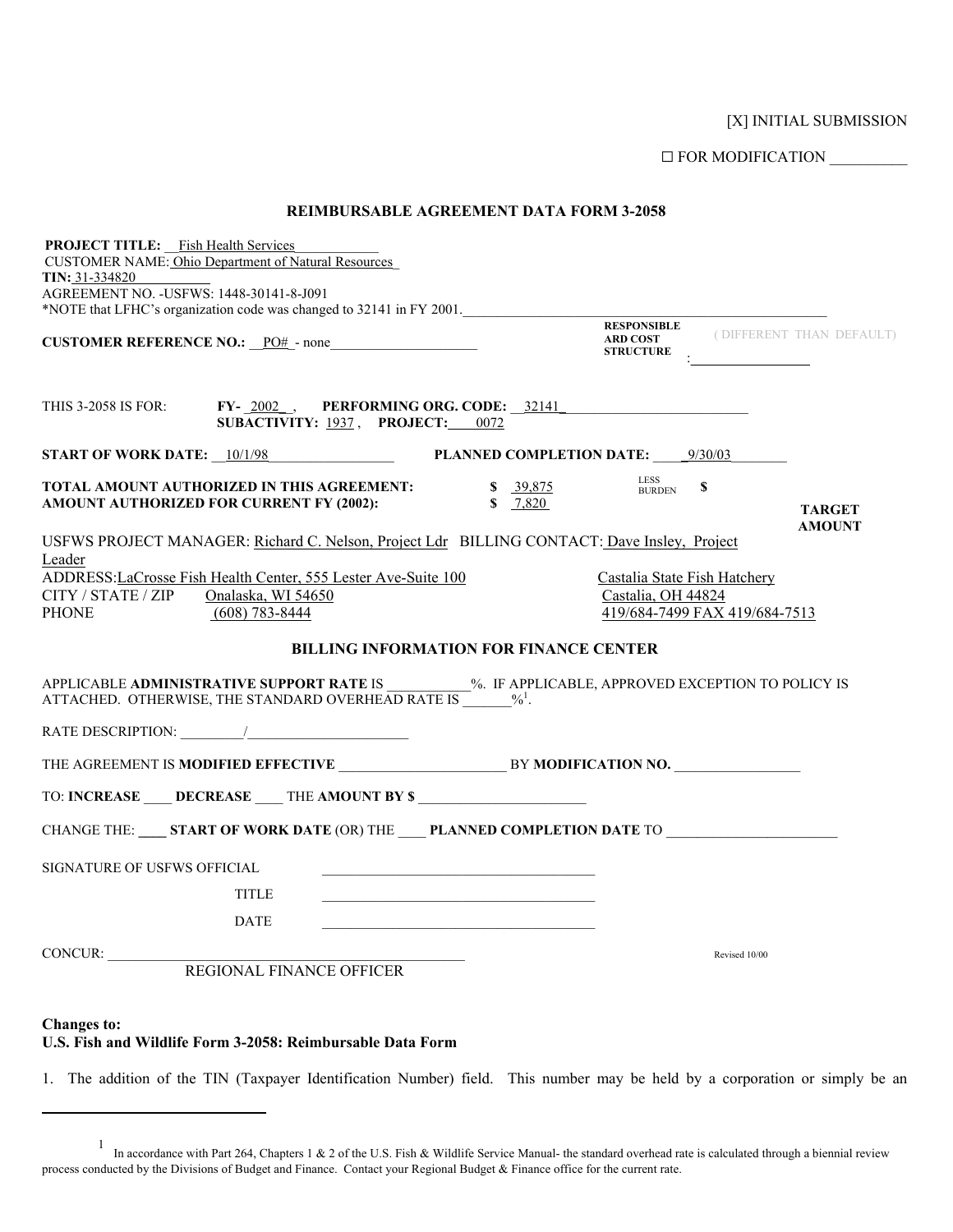[X] INITIAL SUBMISSION

☐ FOR MODIFICATION __________

## REIMBURSABLE AGREEMENT DATA FORM 3-2058

**PROJECT TITLE:** Fish Health Services
CUSTOMER NAME: Ohio Department of Natural Resources
**TIN:** 31-334820
AGREEMENT NO. -USFWS: 1448-30141-8-J091
*NOTE that LFHC's organization code was changed to 32141 in FY 2001.

**CUSTOMER REFERENCE NO.:** PO# - none

**RESPONSIBLE ARD COST STRUCTURE** ( DIFFERENT THAN DEFAULT) : __________

THIS 3-2058 IS FOR: **FY-** 2002 , **PERFORMING ORG. CODE:** 32141
**SUBACTIVITY:** 1937 , **PROJECT:** 0072

**START OF WORK DATE:** 10/1/98 **PLANNED COMPLETION DATE:** 9/30/03

**TOTAL AMOUNT AUTHORIZED IN THIS AGREEMENT:** **$** 39,875 LESS BURDEN **$**
**AMOUNT AUTHORIZED FOR CURRENT FY (2002):** **$** 7,820 **TARGET AMOUNT**

USFWS PROJECT MANAGER: Richard C. Nelson, Project Ldr BILLING CONTACT: Dave Insley, Project Leader

| | USFWS | Billing Contact |
|---|---|---|
| ADDRESS: | LaCrosse Fish Health Center, 555 Lester Ave-Suite 100 | Castalia State Fish Hatchery |
| CITY / STATE / ZIP | Onalaska, WI 54650 | Castalia, OH 44824 |
| PHONE | (608) 783-8444 | 419/684-7499 FAX 419/684-7513 |

### BILLING INFORMATION FOR FINANCE CENTER

APPLICABLE **ADMINISTRATIVE SUPPORT RATE** IS ___________%. IF APPLICABLE, APPROVED EXCEPTION TO POLICY IS ATTACHED. OTHERWISE, THE STANDARD OVERHEAD RATE IS ______%[1].

RATE DESCRIPTION: _________/______________________

THE AGREEMENT IS **MODIFIED EFFECTIVE** ______________________ BY **MODIFICATION NO.** _________________

TO: **INCREASE** ____ **DECREASE** ____ THE **AMOUNT BY $** ______________________

CHANGE THE: ____ **START OF WORK DATE** (OR) THE ____ **PLANNED COMPLETION DATE** TO ______________________

SIGNATURE OF USFWS OFFICIAL ______________________________________

TITLE ______________________________________

DATE ______________________________________

CONCUR: ________________________________________________
REGIONAL FINANCE OFFICER

Revised 10/00

**Changes to:**
**U.S. Fish and Wildlife Form 3-2058: Reimbursable Data Form**

1. The addition of the TIN (Taxpayer Identification Number) field. This number may be held by a corporation or simply be an

[1] In accordance with Part 264, Chapters 1 & 2 of the U.S. Fish & Wildlife Service Manual- the standard overhead rate is calculated through a biennial review process conducted by the Divisions of Budget and Finance. Contact your Regional Budget & Finance office for the current rate.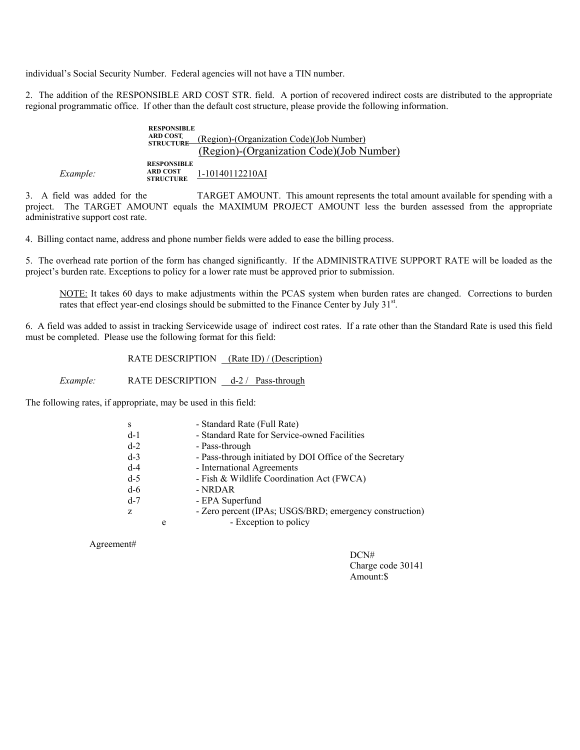individual's Social Security Number. Federal agencies will not have a TIN number.

2. The addition of the RESPONSIBLE ARD COST STR. field. A portion of recovered indirect costs are distributed to the appropriate regional programmatic office. If other than the default cost structure, please provide the following information.

**RESPONSIBLE ARD COST STRUCTURE** (Region)-(Organization Code)(Job Number)

(Region)-(Organization Code)(Job Number)

*Example:* **RESPONSIBLE ARD COST STRUCTURE** 1-10140112210AI

3. A field was added for the TARGET AMOUNT. This amount represents the total amount available for spending with a project. The TARGET AMOUNT equals the MAXIMUM PROJECT AMOUNT less the burden assessed from the appropriate administrative support cost rate.

4. Billing contact name, address and phone number fields were added to ease the billing process.

5. The overhead rate portion of the form has changed significantly. If the ADMINISTRATIVE SUPPORT RATE will be loaded as the project's burden rate. Exceptions to policy for a lower rate must be approved prior to submission.

> NOTE: It takes 60 days to make adjustments within the PCAS system when burden rates are changed. Corrections to burden rates that effect year-end closings should be submitted to the Finance Center by July 31st.

6. A field was added to assist in tracking Servicewide usage of indirect cost rates. If a rate other than the Standard Rate is used this field must be completed. Please use the following format for this field:

RATE DESCRIPTION (Rate ID) / (Description)

*Example:* RATE DESCRIPTION d-2 / Pass-through

The following rates, if appropriate, may be used in this field:

| | |
|---|---|
| s | - Standard Rate (Full Rate) |
| d-1 | - Standard Rate for Service-owned Facilities |
| d-2 | - Pass-through |
| d-3 | - Pass-through initiated by DOI Office of the Secretary |
| d-4 | - International Agreements |
| d-5 | - Fish & Wildlife Coordination Act (FWCA) |
| d-6 | - NRDAR |
| d-7 | - EPA Superfund |
| z | - Zero percent (IPAs; USGS/BRD; emergency construction) |
| e | - Exception to policy |

Agreement#

DCN#
Charge code 30141
Amount:$